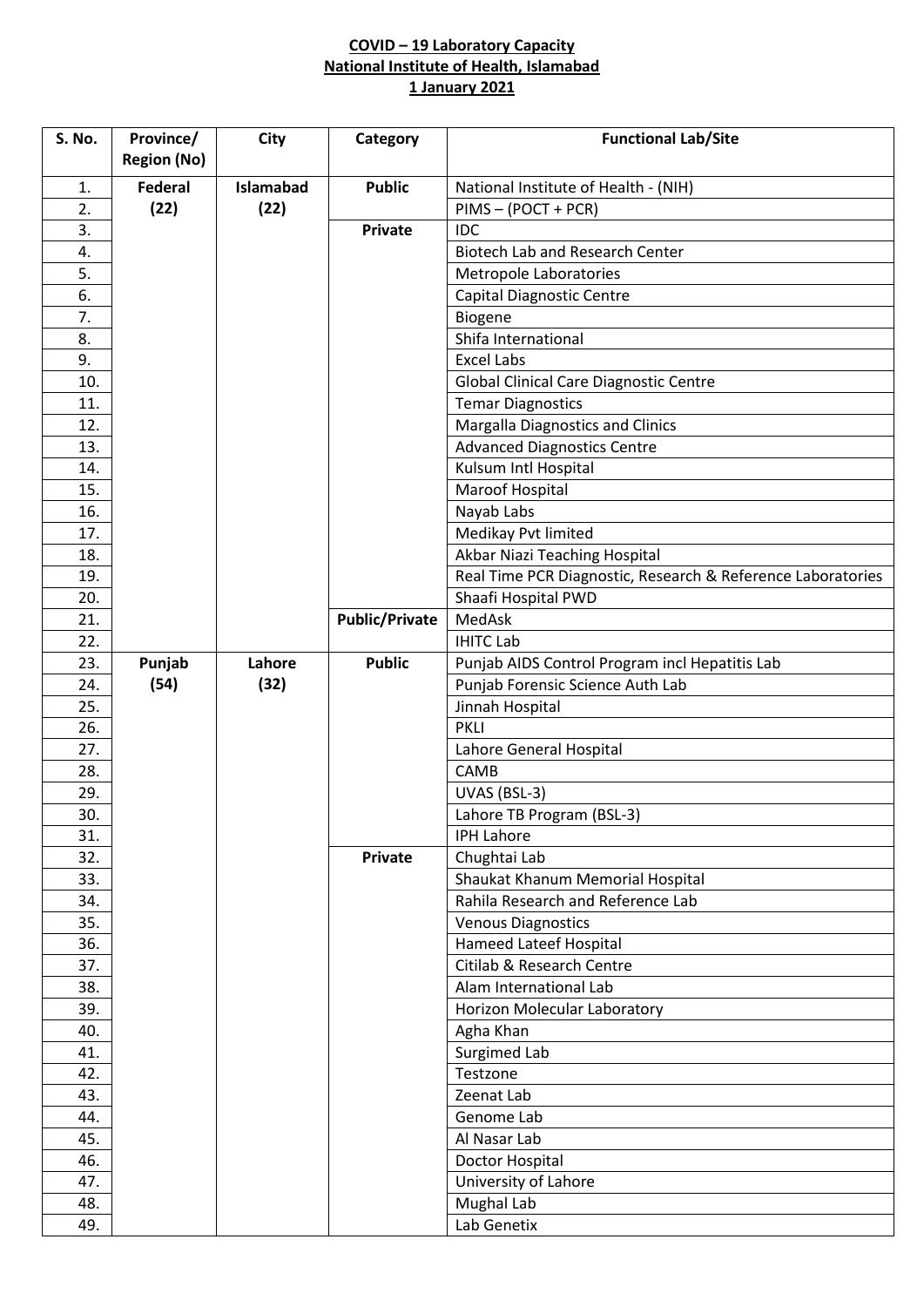**COVID – 19 Laboratory Capacity**
**National Institute of Health, Islamabad**
**1 January 2021**

| S. No. | Province/ Region (No) | City | Category | Functional Lab/Site |
|---|---|---|---|---|
| 1. | **Federal (22)** | **Islamabad (22)** | **Public** | National Institute of Health - (NIH) |
| 2. | | | | PIMS – (POCT + PCR) |
| 3. | | | **Private** | IDC |
| 4. | | | | Biotech Lab and Research Center |
| 5. | | | | Metropole Laboratories |
| 6. | | | | Capital Diagnostic Centre |
| 7. | | | | Biogene |
| 8. | | | | Shifa International |
| 9. | | | | Excel Labs |
| 10. | | | | Global Clinical Care Diagnostic Centre |
| 11. | | | | Temar Diagnostics |
| 12. | | | | Margalla Diagnostics and Clinics |
| 13. | | | | Advanced Diagnostics Centre |
| 14. | | | | Kulsum Intl Hospital |
| 15. | | | | Maroof Hospital |
| 16. | | | | Nayab Labs |
| 17. | | | | Medikay Pvt limited |
| 18. | | | | Akbar Niazi Teaching Hospital |
| 19. | | | | Real Time PCR Diagnostic, Research & Reference Laboratories |
| 20. | | | | Shaafi Hospital PWD |
| 21. | | | **Public/Private** | MedAsk |
| 22. | | | | IHITC Lab |
| 23. | **Punjab (54)** | **Lahore (32)** | **Public** | Punjab AIDS Control Program incl Hepatitis Lab |
| 24. | | | | Punjab Forensic Science Auth Lab |
| 25. | | | | Jinnah Hospital |
| 26. | | | | PKLI |
| 27. | | | | Lahore General Hospital |
| 28. | | | | CAMB |
| 29. | | | | UVAS (BSL-3) |
| 30. | | | | Lahore TB Program (BSL-3) |
| 31. | | | | IPH Lahore |
| 32. | | | **Private** | Chughtai Lab |
| 33. | | | | Shaukat Khanum Memorial Hospital |
| 34. | | | | Rahila Research and Reference Lab |
| 35. | | | | Venous Diagnostics |
| 36. | | | | Hameed Lateef Hospital |
| 37. | | | | Citilab & Research Centre |
| 38. | | | | Alam International Lab |
| 39. | | | | Horizon Molecular Laboratory |
| 40. | | | | Agha Khan |
| 41. | | | | Surgimed Lab |
| 42. | | | | Testzone |
| 43. | | | | Zeenat Lab |
| 44. | | | | Genome Lab |
| 45. | | | | Al Nasar Lab |
| 46. | | | | Doctor Hospital |
| 47. | | | | University of Lahore |
| 48. | | | | Mughal Lab |
| 49. | | | | Lab Genetix |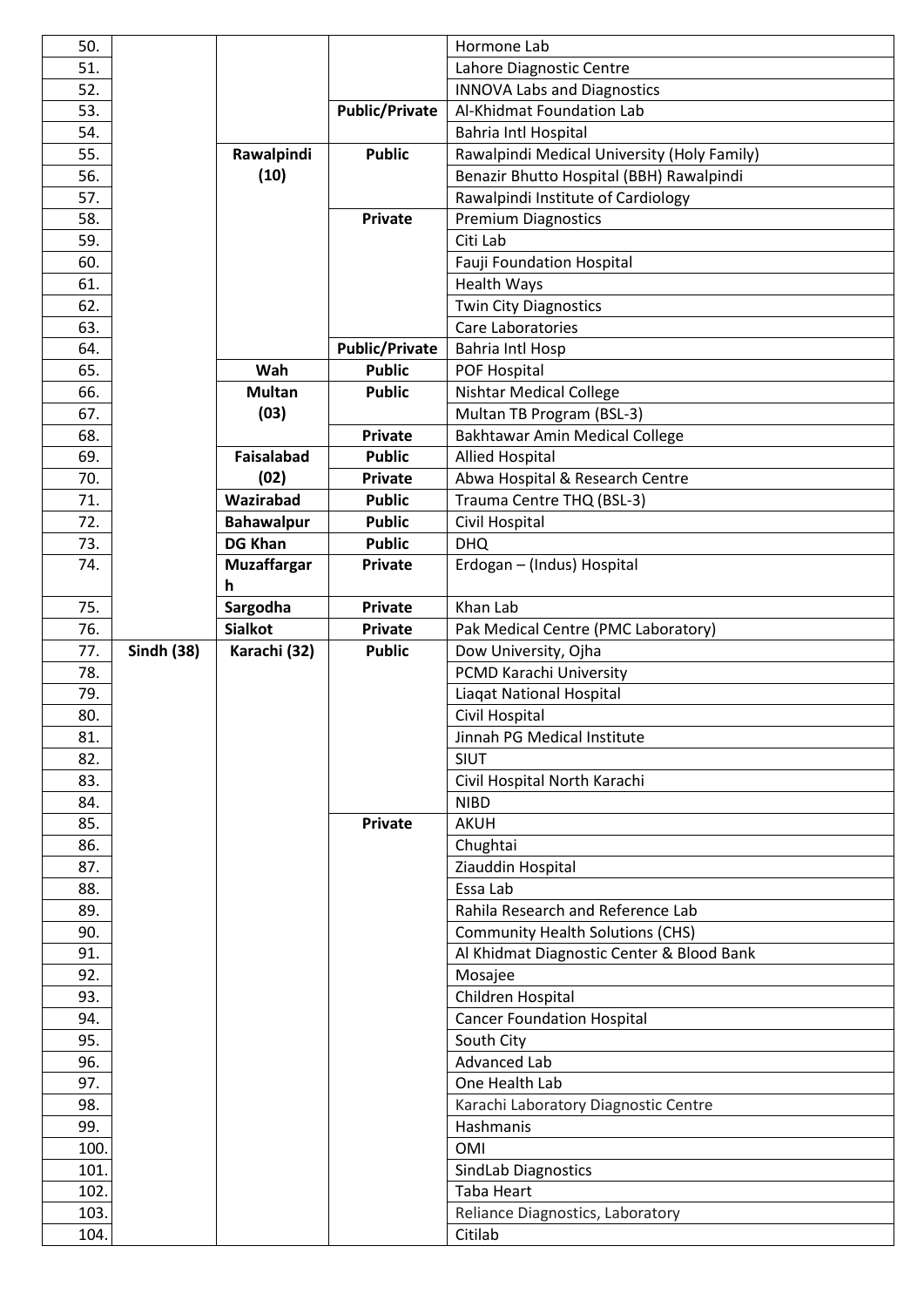| | | | | |
|---|---|---|---|---|
| 50. | | | | Hormone Lab |
| 51. | | | | Lahore Diagnostic Centre |
| 52. | | | | INNOVA Labs and Diagnostics |
| 53. | | | **Public/Private** | Al-Khidmat Foundation Lab |
| 54. | | | | Bahria Intl Hospital |
| 55. | | **Rawalpindi (10)** | **Public** | Rawalpindi Medical University (Holy Family) |
| 56. | | | | Benazir Bhutto Hospital (BBH) Rawalpindi |
| 57. | | | | Rawalpindi Institute of Cardiology |
| 58. | | | **Private** | Premium Diagnostics |
| 59. | | | | Citi Lab |
| 60. | | | | Fauji Foundation Hospital |
| 61. | | | | Health Ways |
| 62. | | | | Twin City Diagnostics |
| 63. | | | | Care Laboratories |
| 64. | | | **Public/Private** | Bahria Intl Hosp |
| 65. | | **Wah** | **Public** | POF Hospital |
| 66. | | **Multan (03)** | **Public** | Nishtar Medical College |
| 67. | | | | Multan TB Program (BSL-3) |
| 68. | | | **Private** | Bakhtawar Amin Medical College |
| 69. | | **Faisalabad (02)** | **Public** | Allied Hospital |
| 70. | | | **Private** | Abwa Hospital & Research Centre |
| 71. | | **Wazirabad** | **Public** | Trauma Centre THQ (BSL-3) |
| 72. | | **Bahawalpur** | **Public** | Civil Hospital |
| 73. | | **DG Khan** | **Public** | DHQ |
| 74. | | **Muzaffargarh** | **Private** | Erdogan – (Indus) Hospital |
| 75. | | **Sargodha** | **Private** | Khan Lab |
| 76. | | **Sialkot** | **Private** | Pak Medical Centre (PMC Laboratory) |
| 77. | **Sindh (38)** | **Karachi (32)** | **Public** | Dow University, Ojha |
| 78. | | | | PCMD Karachi University |
| 79. | | | | Liaqat National Hospital |
| 80. | | | | Civil Hospital |
| 81. | | | | Jinnah PG Medical Institute |
| 82. | | | | SIUT |
| 83. | | | | Civil Hospital North Karachi |
| 84. | | | | NIBD |
| 85. | | | **Private** | AKUH |
| 86. | | | | Chughtai |
| 87. | | | | Ziauddin Hospital |
| 88. | | | | Essa Lab |
| 89. | | | | Rahila Research and Reference Lab |
| 90. | | | | Community Health Solutions (CHS) |
| 91. | | | | Al Khidmat Diagnostic Center & Blood Bank |
| 92. | | | | Mosajee |
| 93. | | | | Children Hospital |
| 94. | | | | Cancer Foundation Hospital |
| 95. | | | | South City |
| 96. | | | | Advanced Lab |
| 97. | | | | One Health Lab |
| 98. | | | | Karachi Laboratory Diagnostic Centre |
| 99. | | | | Hashmanis |
| 100. | | | | OMI |
| 101. | | | | SindLab Diagnostics |
| 102. | | | | Taba Heart |
| 103. | | | | Reliance Diagnostics, Laboratory |
| 104. | | | | Citilab |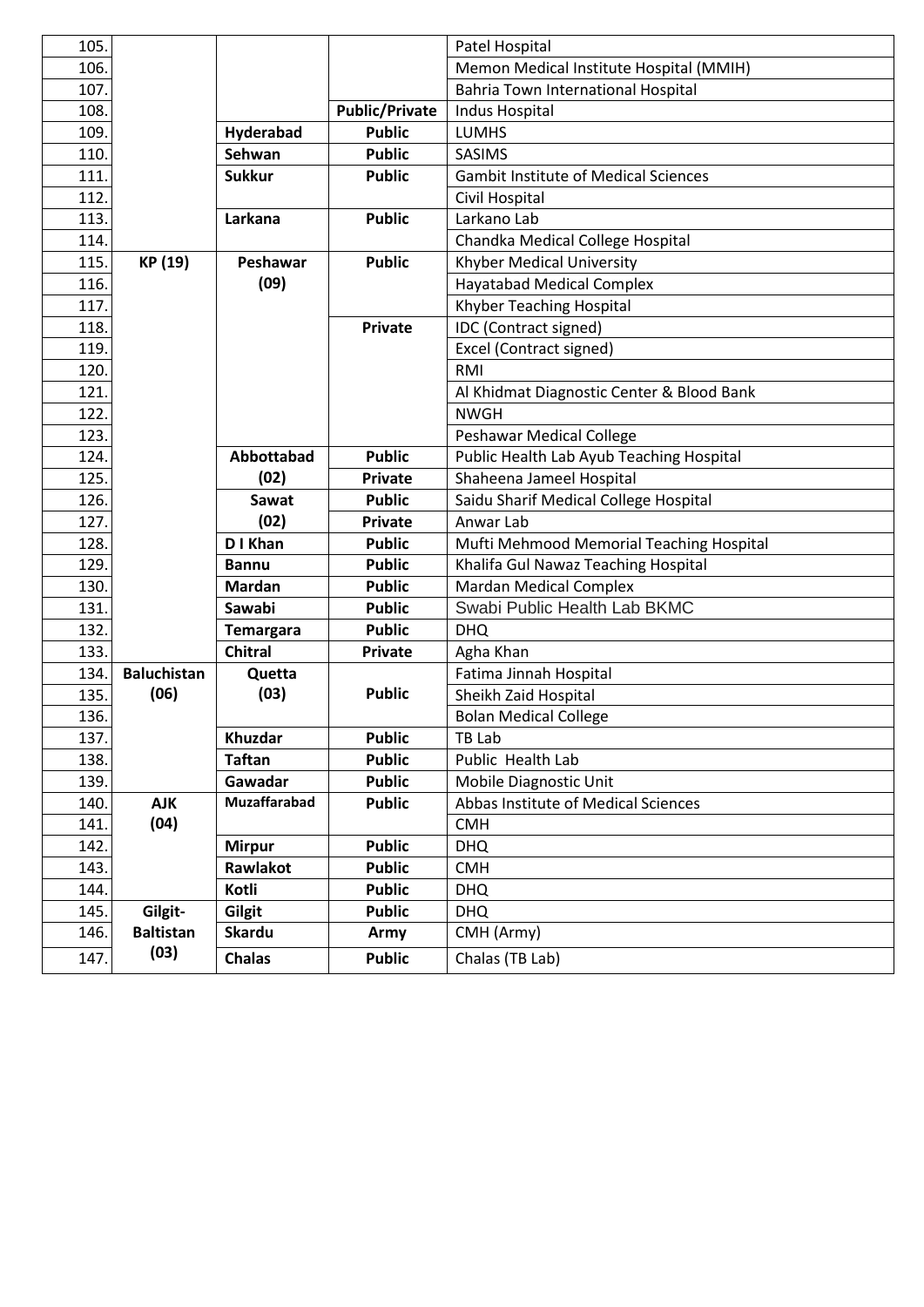| | | | | |
|---|---|---|---|---|
| 105. | | | | Patel Hospital |
| 106. | | | | Memon Medical Institute Hospital (MMIH) |
| 107. | | | | Bahria Town International Hospital |
| 108. | | | **Public/Private** | Indus Hospital |
| 109. | | **Hyderabad** | **Public** | LUMHS |
| 110. | | **Sehwan** | **Public** | SASIMS |
| 111. | | **Sukkur** | **Public** | Gambit Institute of Medical Sciences |
| 112. | | | | Civil Hospital |
| 113. | | **Larkana** | **Public** | Larkano Lab |
| 114. | | | | Chandka Medical College Hospital |
| 115. | **KP (19)** | **Peshawar (09)** | **Public** | Khyber Medical University |
| 116. | | | | Hayatabad Medical Complex |
| 117. | | | | Khyber Teaching Hospital |
| 118. | | | **Private** | IDC (Contract signed) |
| 119. | | | | Excel (Contract signed) |
| 120. | | | | RMI |
| 121. | | | | Al Khidmat Diagnostic Center & Blood Bank |
| 122. | | | | NWGH |
| 123. | | | | Peshawar Medical College |
| 124. | | **Abbottabad (02)** | **Public** | Public Health Lab Ayub Teaching Hospital |
| 125. | | | **Private** | Shaheena Jameel Hospital |
| 126. | | **Sawat (02)** | **Public** | Saidu Sharif Medical College Hospital |
| 127. | | | **Private** | Anwar Lab |
| 128. | | **D I Khan** | **Public** | Mufti Mehmood Memorial Teaching Hospital |
| 129. | | **Bannu** | **Public** | Khalifa Gul Nawaz Teaching Hospital |
| 130. | | **Mardan** | **Public** | Mardan Medical Complex |
| 131. | | **Sawabi** | **Public** | Swabi Public Health Lab BKMC |
| 132. | | **Temargara** | **Public** | DHQ |
| 133. | | **Chitral** | **Private** | Agha Khan |
| 134. | **Baluchistan (06)** | **Quetta (03)** | **Public** | Fatima Jinnah Hospital |
| 135. | | | | Sheikh Zaid Hospital |
| 136. | | | | Bolan Medical College |
| 137. | | **Khuzdar** | **Public** | TB Lab |
| 138. | | **Taftan** | **Public** | Public Health Lab |
| 139. | | **Gawadar** | **Public** | Mobile Diagnostic Unit |
| 140. | **AJK (04)** | **Muzaffarabad** | **Public** | Abbas Institute of Medical Sciences |
| 141. | | | | CMH |
| 142. | | **Mirpur** | **Public** | DHQ |
| 143. | | **Rawlakot** | **Public** | CMH |
| 144. | | **Kotli** | **Public** | DHQ |
| 145. | **Gilgit-Baltistan (03)** | **Gilgit** | **Public** | DHQ |
| 146. | | **Skardu** | **Army** | CMH (Army) |
| 147. | | **Chalas** | **Public** | Chalas (TB Lab) |